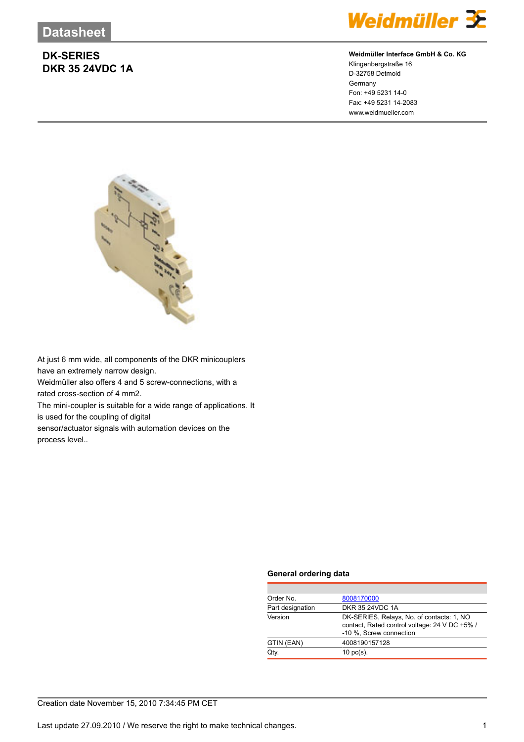# Datasheet

## DK-SERIES
## DKR 35 24VDC 1A

**Weidmüller Interface GmbH & Co. KG**
Klingenbergstraße 16
D-32758 Detmold
Germany
Fon: +49 5231 14-0
Fax: +49 5231 14-2083
www.weidmueller.com

At just 6 mm wide, all components of the DKR minicouplers have an extremely narrow design.
Weidmüller also offers 4 and 5 screw-connections, with a rated cross-section of 4 mm2.
The mini-coupler is suitable for a wide range of applications. It is used for the coupling of digital sensor/actuator signals with automation devices on the process level..

### General ordering data

| | |
|---|---|
| Order No. | 8008170000 |
| Part designation | DKR 35 24VDC 1A |
| Version | DK-SERIES, Relays, No. of contacts: 1, NO contact, Rated control voltage: 24 V DC +5% / -10 %, Screw connection |
| GTIN (EAN) | 4008190157128 |
| Qty. | 10 pc(s). |

Creation date November 15, 2010 7:34:45 PM CET

Last update 27.09.2010 / We reserve the right to make technical changes.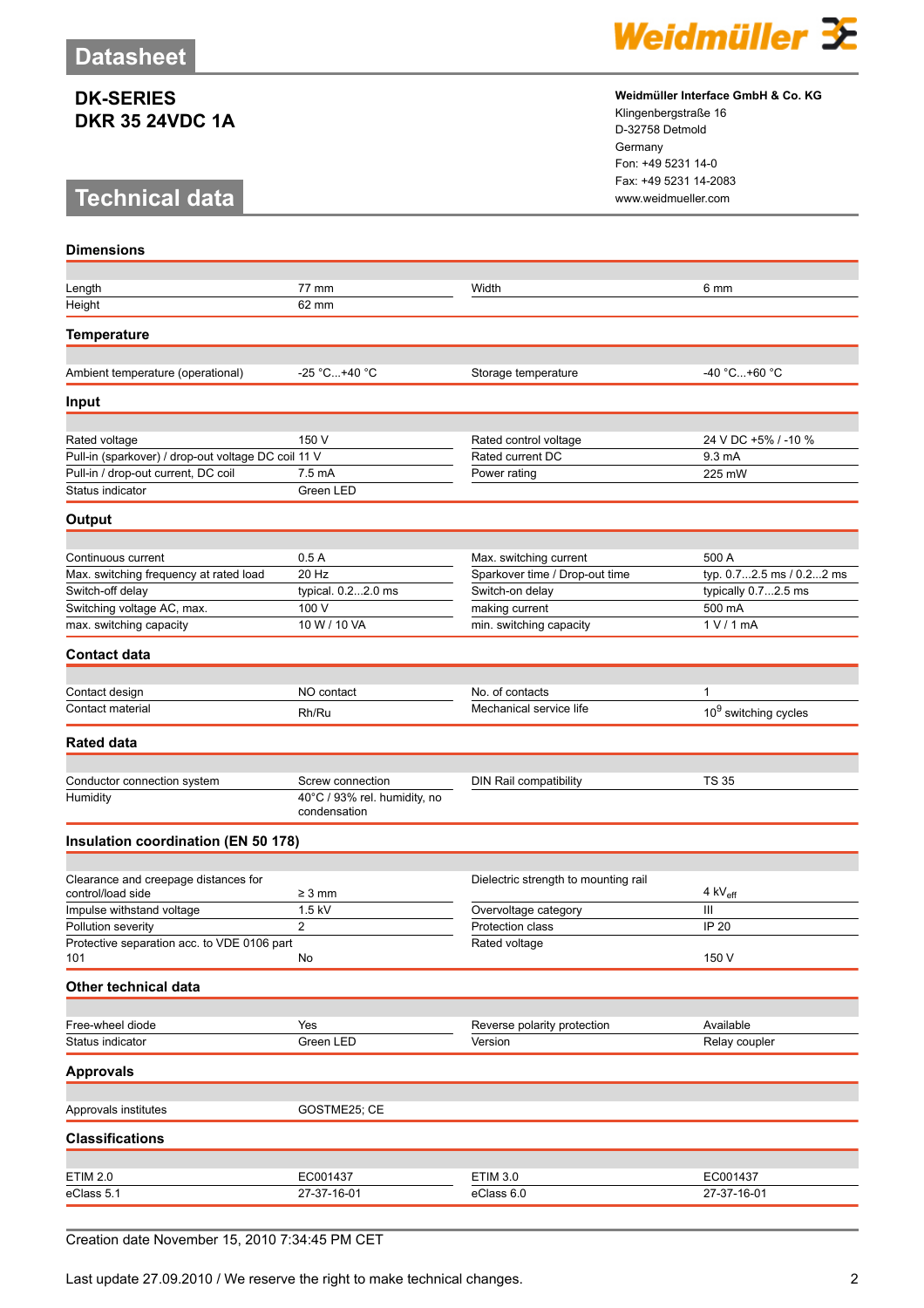# Datasheet

## DK-SERIES
## DKR 35 24VDC 1A

**Weidmüller Interface GmbH & Co. KG**
Klingenbergstraße 16
D-32758 Detmold
Germany
Fon: +49 5231 14-0
Fax: +49 5231 14-2083
www.weidmueller.com

# Technical data

### Dimensions

| | | | |
|---|---|---|---|
| Length | 77 mm | Width | 6 mm |
| Height | 62 mm | | |

### Temperature

| | | | |
|---|---|---|---|
| Ambient temperature (operational) | -25 °C...+40 °C | Storage temperature | -40 °C...+60 °C |

### Input

| | | | |
|---|---|---|---|
| Rated voltage | 150 V | Rated control voltage | 24 V DC +5% / -10 % |
| Pull-in (sparkover) / drop-out voltage DC coil | 11 V | Rated current DC | 9.3 mA |
| Pull-in / drop-out current, DC coil | 7.5 mA | Power rating | 225 mW |
| Status indicator | Green LED | | |

### Output

| | | | |
|---|---|---|---|
| Continuous current | 0.5 A | Max. switching current | 500 A |
| Max. switching frequency at rated load | 20 Hz | Sparkover time / Drop-out time | typ. 0.7...2.5 ms / 0.2...2 ms |
| Switch-off delay | typical. 0.2...2.0 ms | Switch-on delay | typically 0.7...2.5 ms |
| Switching voltage AC, max. | 100 V | making current | 500 mA |
| max. switching capacity | 10 W / 10 VA | min. switching capacity | 1 V / 1 mA |

### Contact data

| | | | |
|---|---|---|---|
| Contact design | NO contact | No. of contacts | 1 |
| Contact material | Rh/Ru | Mechanical service life | $10^9$ switching cycles |

### Rated data

| | | | |
|---|---|---|---|
| Conductor connection system | Screw connection | DIN Rail compatibility | TS 35 |
| Humidity | 40°C / 93% rel. humidity, no condensation | | |

### Insulation coordination (EN 50 178)

| | | | |
|---|---|---|---|
| Clearance and creepage distances for control/load side | ≥ 3 mm | Dielectric strength to mounting rail | 4 $kV_{eff}$ |
| Impulse withstand voltage | 1.5 kV | Overvoltage category | III |
| Pollution severity | 2 | Protection class | IP 20 |
| Protective separation acc. to VDE 0106 part 101 | No | Rated voltage | 150 V |

### Other technical data

| | | | |
|---|---|---|---|
| Free-wheel diode | Yes | Reverse polarity protection | Available |
| Status indicator | Green LED | Version | Relay coupler |

### Approvals

| | |
|---|---|
| Approvals institutes | GOSTME25; CE |

### Classifications

| | | | |
|---|---|---|---|
| ETIM 2.0 | EC001437 | ETIM 3.0 | EC001437 |
| eClass 5.1 | 27-37-16-01 | eClass 6.0 | 27-37-16-01 |

Creation date November 15, 2010 7:34:45 PM CET

Last update 27.09.2010 / We reserve the right to make technical changes.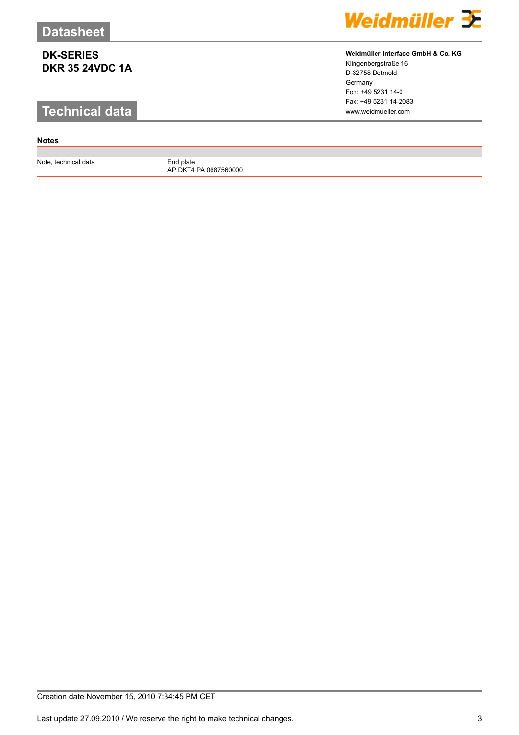# Datasheet

**DK-SERIES**
**DKR 35 24VDC 1A**

**Weidmüller Interface GmbH & Co. KG**
Klingenbergstraße 16
D-32758 Detmold
Germany
Fon: +49 5231 14-0
Fax: +49 5231 14-2083
www.weidmueller.com

## Technical data

### Notes

| | |
|---|---|
| Note, technical data | End plate<br>AP DKT4 PA 0687560000 |

Creation date November 15, 2010 7:34:45 PM CET

Last update 27.09.2010 / We reserve the right to make technical changes.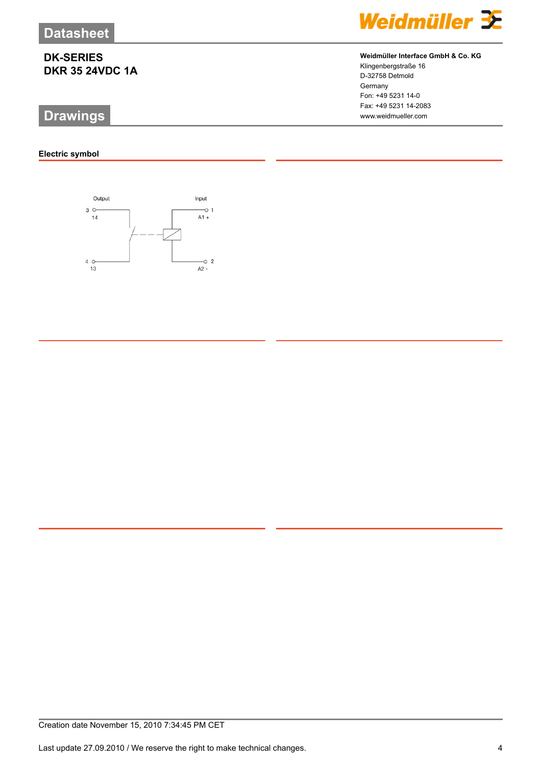# Datasheet

**DK-SERIES**
**DKR 35 24VDC 1A**

**Weidmüller Interface GmbH & Co. KG**
Klingenbergstraße 16
D-32758 Detmold
Germany
Fon: +49 5231 14-0
Fax: +49 5231 14-2083
www.weidmueller.com

## Drawings

**Electric symbol**

Output
3
14
4
13

Input
1
A1 +
2
A2 -

Creation date November 15, 2010 7:34:45 PM CET

Last update 27.09.2010 / We reserve the right to make technical changes.